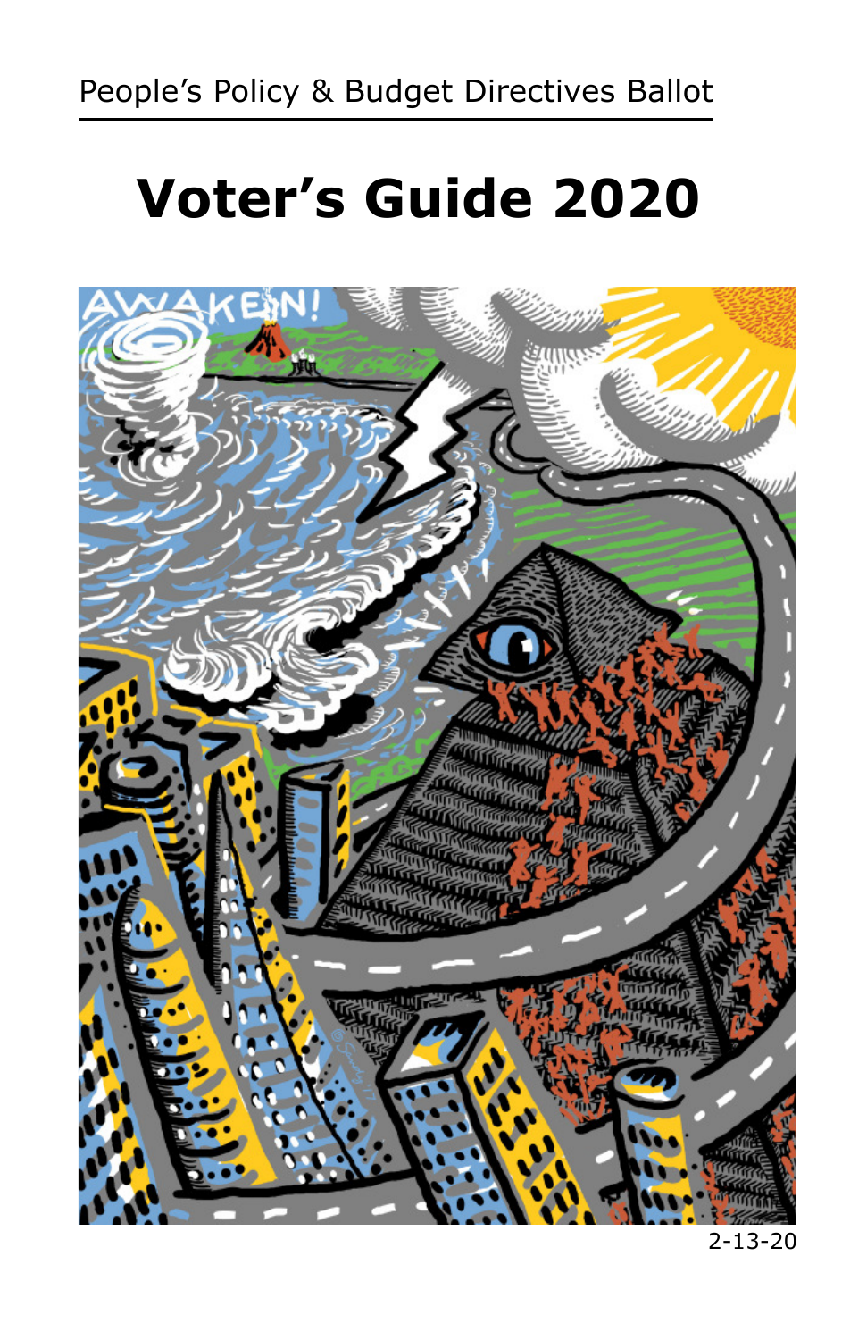People's Policy & Budget Directives Ballot

# Voter's Guide 2020

2-13-20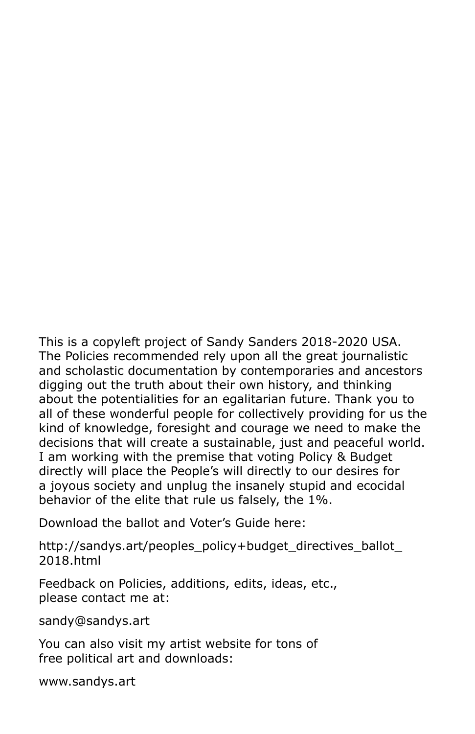This is a copyleft project of Sandy Sanders 2018-2020 USA. The Policies recommended rely upon all the great journalistic and scholastic documentation by contemporaries and ancestors digging out the truth about their own history, and thinking about the potentialities for an egalitarian future. Thank you to all of these wonderful people for collectively providing for us the kind of knowledge, foresight and courage we need to make the decisions that will create a sustainable, just and peaceful world. I am working with the premise that voting Policy & Budget directly will place the People's will directly to our desires for a joyous society and unplug the insanely stupid and ecocidal behavior of the elite that rule us falsely, the 1%.

Download the ballot and Voter's Guide here:

http://sandys.art/peoples_policy+budget_directives_ballot_2018.html

Feedback on Policies, additions, edits, ideas, etc., please contact me at:

sandy@sandys.art

You can also visit my artist website for tons of free political art and downloads:

www.sandys.art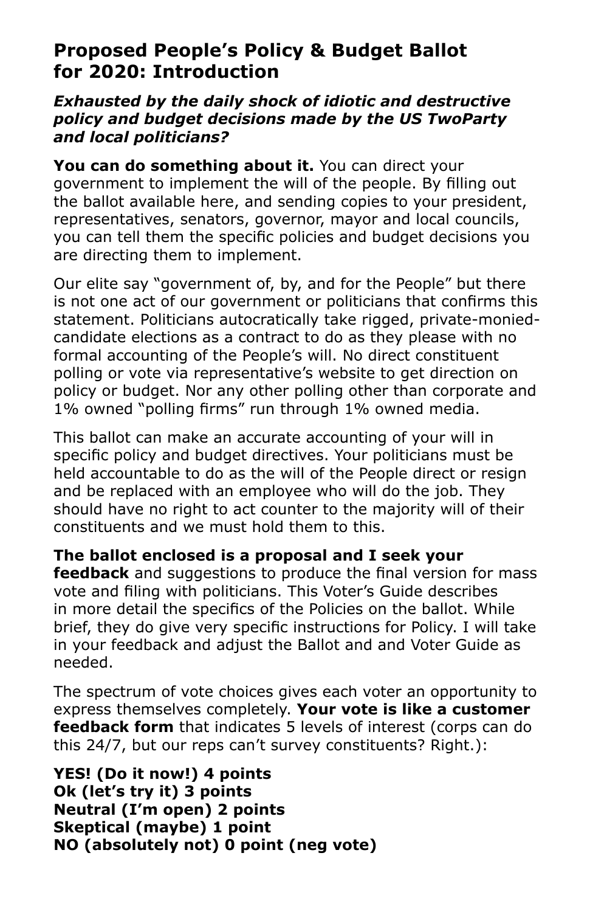## Proposed People's Policy & Budget Ballot for 2020: Introduction

***Exhausted by the daily shock of idiotic and destructive policy and budget decisions made by the US TwoParty and local politicians?***

**You can do something about it.** You can direct your government to implement the will of the people. By filling out the ballot available here, and sending copies to your president, representatives, senators, governor, mayor and local councils, you can tell them the specific policies and budget decisions you are directing them to implement.

Our elite say "government of, by, and for the People" but there is not one act of our government or politicians that confirms this statement. Politicians autocratically take rigged, private-monied-candidate elections as a contract to do as they please with no formal accounting of the People's will. No direct constituent polling or vote via representative's website to get direction on policy or budget. Nor any other polling other than corporate and 1% owned "polling firms" run through 1% owned media.

This ballot can make an accurate accounting of your will in specific policy and budget directives. Your politicians must be held accountable to do as the will of the People direct or resign and be replaced with an employee who will do the job. They should have no right to act counter to the majority will of their constituents and we must hold them to this.

**The ballot enclosed is a proposal and I seek your feedback** and suggestions to produce the final version for mass vote and filing with politicians. This Voter's Guide describes in more detail the specifics of the Policies on the ballot. While brief, they do give very specific instructions for Policy. I will take in your feedback and adjust the Ballot and and Voter Guide as needed.

The spectrum of vote choices gives each voter an opportunity to express themselves completely. **Your vote is like a customer feedback form** that indicates 5 levels of interest (corps can do this 24/7, but our reps can't survey constituents? Right.):

**YES! (Do it now!) 4 points**
**Ok (let's try it) 3 points**
**Neutral (I'm open) 2 points**
**Skeptical (maybe) 1 point**
**NO (absolutely not) 0 point (neg vote)**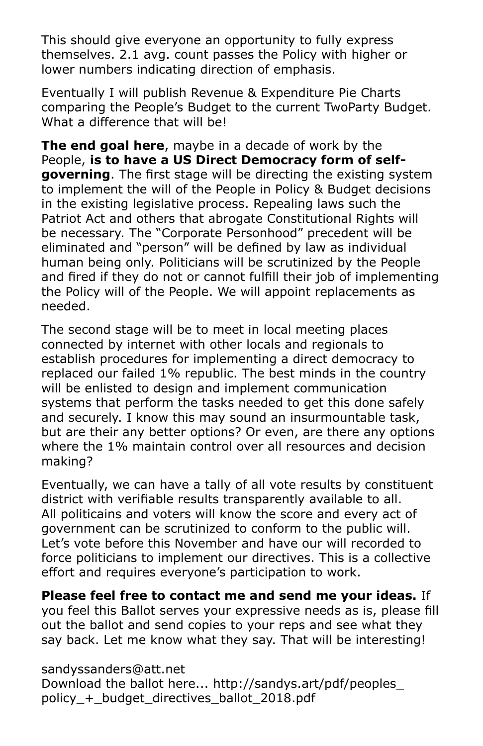This should give everyone an opportunity to fully express themselves. 2.1 avg. count passes the Policy with higher or lower numbers indicating direction of emphasis.

Eventually I will publish Revenue & Expenditure Pie Charts comparing the People's Budget to the current TwoParty Budget. What a difference that will be!

**The end goal here**, maybe in a decade of work by the People, **is to have a US Direct Democracy form of self-governing**. The first stage will be directing the existing system to implement the will of the People in Policy & Budget decisions in the existing legislative process. Repealing laws such the Patriot Act and others that abrogate Constitutional Rights will be necessary. The "Corporate Personhood" precedent will be eliminated and "person" will be defined by law as individual human being only. Politicians will be scrutinized by the People and fired if they do not or cannot fulfill their job of implementing the Policy will of the People. We will appoint replacements as needed.

The second stage will be to meet in local meeting places connected by internet with other locals and regionals to establish procedures for implementing a direct democracy to replaced our failed 1% republic. The best minds in the country will be enlisted to design and implement communication systems that perform the tasks needed to get this done safely and securely. I know this may sound an insurmountable task, but are their any better options? Or even, are there any options where the 1% maintain control over all resources and decision making?

Eventually, we can have a tally of all vote results by constituent district with verifiable results transparently available to all. All politicains and voters will know the score and every act of government can be scrutinized to conform to the public will. Let's vote before this November and have our will recorded to force politicians to implement our directives. This is a collective effort and requires everyone's participation to work.

**Please feel free to contact me and send me your ideas.** If you feel this Ballot serves your expressive needs as is, please fill out the ballot and send copies to your reps and see what they say back. Let me know what they say. That will be interesting!

sandyssanders@att.net
Download the ballot here... http://sandys.art/pdf/peoples_policy_+_budget_directives_ballot_2018.pdf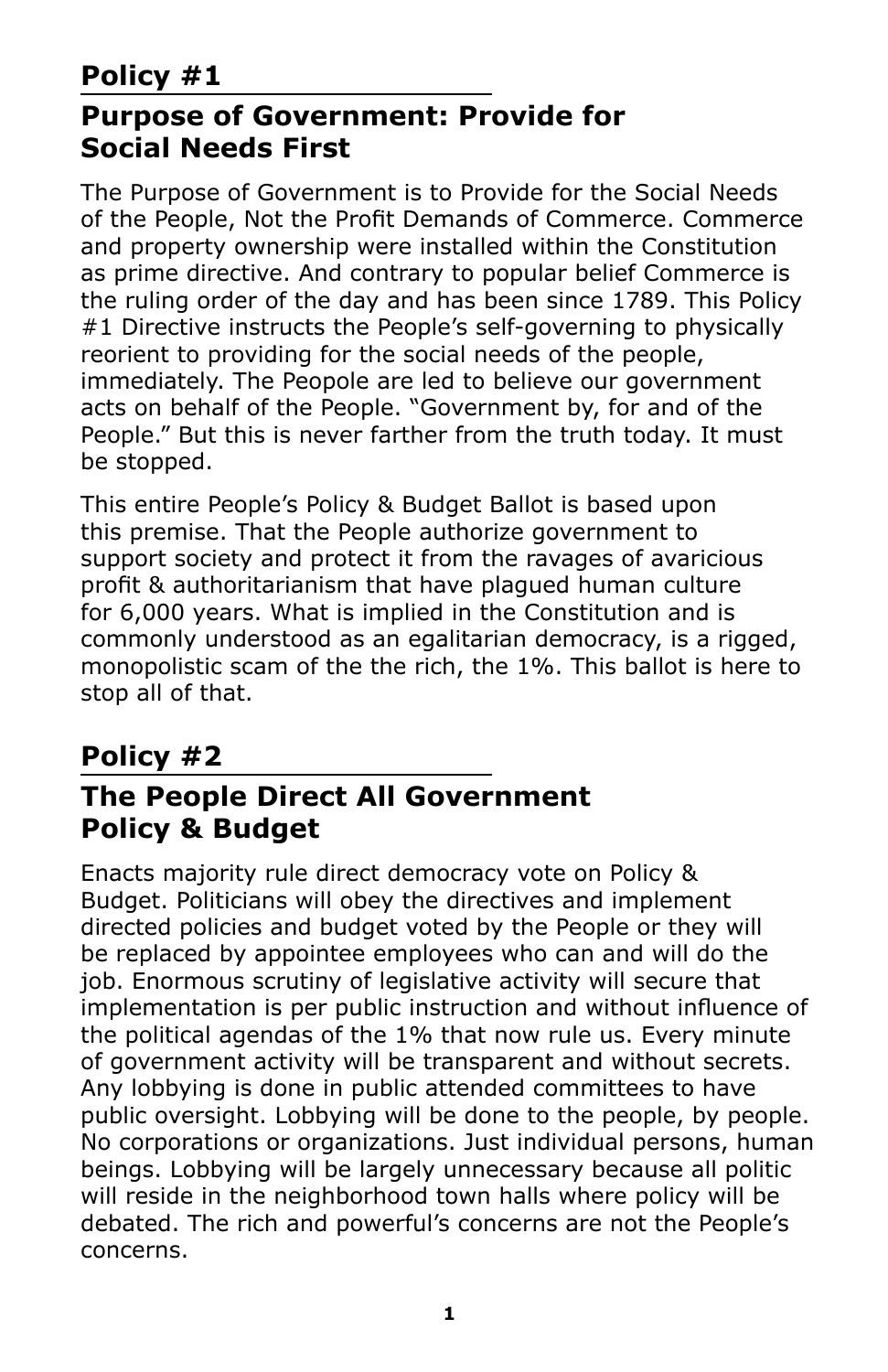## Policy #1

## Purpose of Government: Provide for Social Needs First

The Purpose of Government is to Provide for the Social Needs of the People, Not the Profit Demands of Commerce. Commerce and property ownership were installed within the Constitution as prime directive. And contrary to popular belief Commerce is the ruling order of the day and has been since 1789. This Policy #1 Directive instructs the People's self-governing to physically reorient to providing for the social needs of the people, immediately. The Peopole are led to believe our government acts on behalf of the People. "Government by, for and of the People." But this is never farther from the truth today. It must be stopped.

This entire People's Policy & Budget Ballot is based upon this premise. That the People authorize government to support society and protect it from the ravages of avaricious profit & authoritarianism that have plagued human culture for 6,000 years. What is implied in the Constitution and is commonly understood as an egalitarian democracy, is a rigged, monopolistic scam of the the rich, the 1%. This ballot is here to stop all of that.

## Policy #2

## The People Direct All Government Policy & Budget

Enacts majority rule direct democracy vote on Policy & Budget. Politicians will obey the directives and implement directed policies and budget voted by the People or they will be replaced by appointee employees who can and will do the job. Enormous scrutiny of legislative activity will secure that implementation is per public instruction and without influence of the political agendas of the 1% that now rule us. Every minute of government activity will be transparent and without secrets. Any lobbying is done in public attended committees to have public oversight. Lobbying will be done to the people, by people. No corporations or organizations. Just individual persons, human beings. Lobbying will be largely unnecessary because all politic will reside in the neighborhood town halls where policy will be debated. The rich and powerful's concerns are not the People's concerns.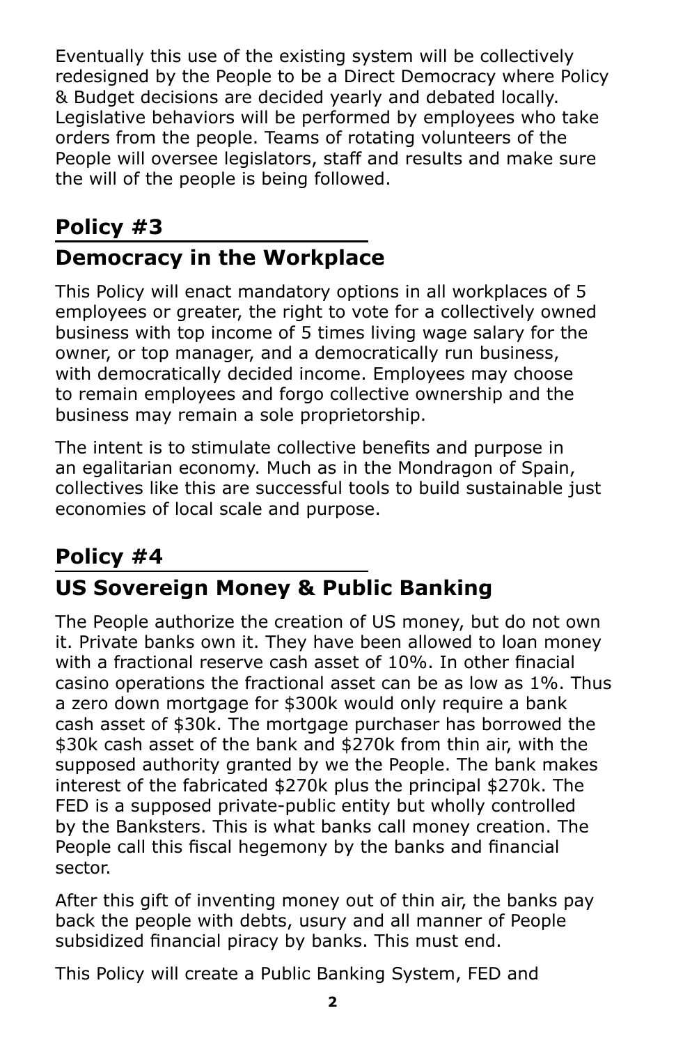Eventually this use of the existing system will be collectively redesigned by the People to be a Direct Democracy where Policy & Budget decisions are decided yearly and debated locally. Legislative behaviors will be performed by employees who take orders from the people. Teams of rotating volunteers of the People will oversee legislators, staff and results and make sure the will of the people is being followed.

## Policy #3

## Democracy in the Workplace

This Policy will enact mandatory options in all workplaces of 5 employees or greater, the right to vote for a collectively owned business with top income of 5 times living wage salary for the owner, or top manager, and a democratically run business, with democratically decided income. Employees may choose to remain employees and forgo collective ownership and the business may remain a sole proprietorship.

The intent is to stimulate collective benefits and purpose in an egalitarian economy. Much as in the Mondragon of Spain, collectives like this are successful tools to build sustainable just economies of local scale and purpose.

## Policy #4

## US Sovereign Money & Public Banking

The People authorize the creation of US money, but do not own it. Private banks own it. They have been allowed to loan money with a fractional reserve cash asset of 10%. In other finacial casino operations the fractional asset can be as low as 1%. Thus a zero down mortgage for $300k would only require a bank cash asset of $30k. The mortgage purchaser has borrowed the $30k cash asset of the bank and $270k from thin air, with the supposed authority granted by we the People. The bank makes interest of the fabricated $270k plus the principal $270k. The FED is a supposed private-public entity but wholly controlled by the Banksters. This is what banks call money creation. The People call this fiscal hegemony by the banks and financial sector.

After this gift of inventing money out of thin air, the banks pay back the people with debts, usury and all manner of People subsidized financial piracy by banks. This must end.

This Policy will create a Public Banking System, FED and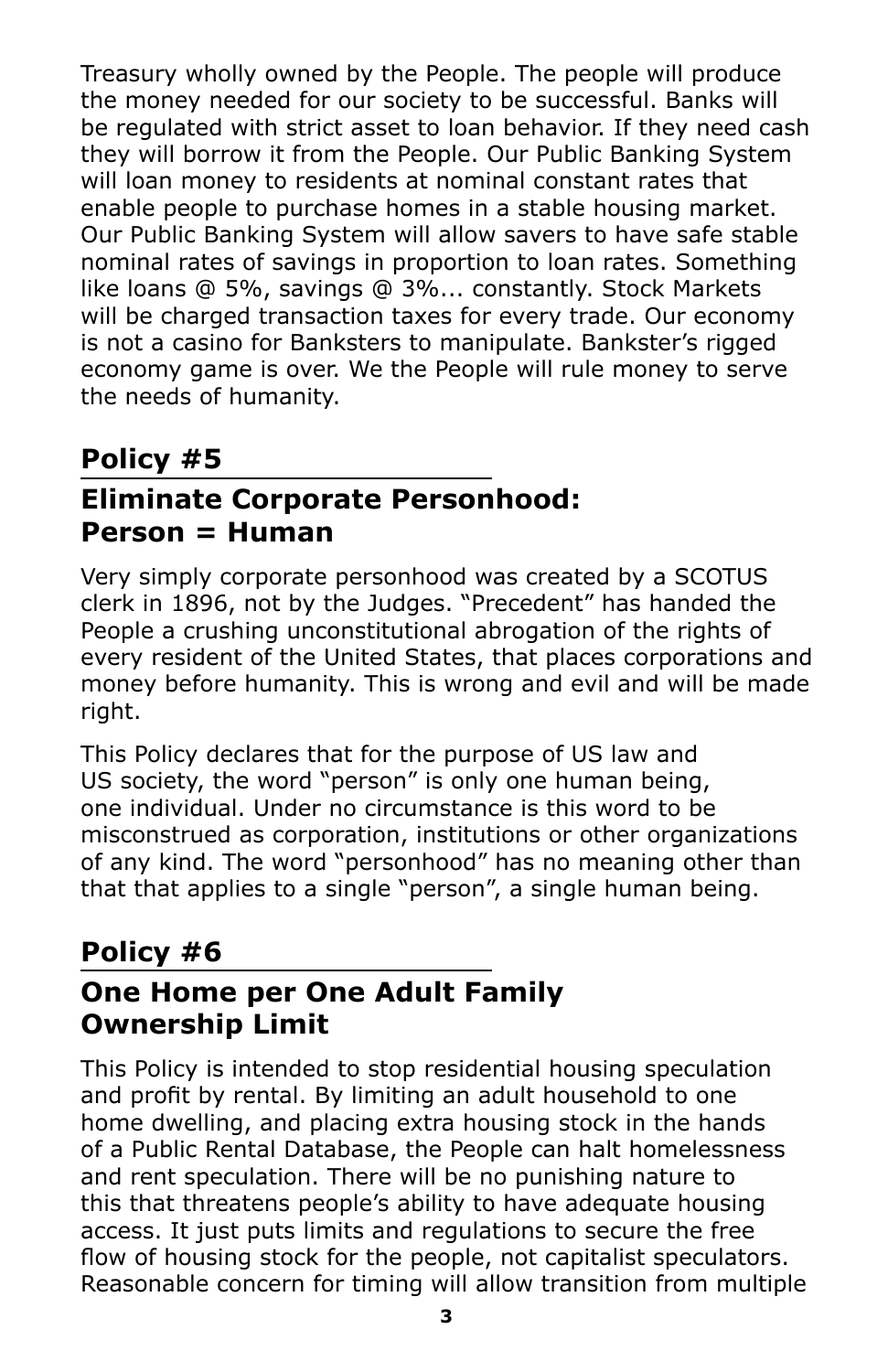Treasury wholly owned by the People. The people will produce the money needed for our society to be successful. Banks will be regulated with strict asset to loan behavior. If they need cash they will borrow it from the People. Our Public Banking System will loan money to residents at nominal constant rates that enable people to purchase homes in a stable housing market. Our Public Banking System will allow savers to have safe stable nominal rates of savings in proportion to loan rates. Something like loans @ 5%, savings @ 3%... constantly. Stock Markets will be charged transaction taxes for every trade. Our economy is not a casino for Banksters to manipulate. Bankster's rigged economy game is over. We the People will rule money to serve the needs of humanity.

## Policy #5

## Eliminate Corporate Personhood: Person = Human

Very simply corporate personhood was created by a SCOTUS clerk in 1896, not by the Judges. "Precedent" has handed the People a crushing unconstitutional abrogation of the rights of every resident of the United States, that places corporations and money before humanity. This is wrong and evil and will be made right.

This Policy declares that for the purpose of US law and US society, the word "person" is only one human being, one individual. Under no circumstance is this word to be misconstrued as corporation, institutions or other organizations of any kind. The word "personhood" has no meaning other than that that applies to a single "person", a single human being.

## Policy #6

## One Home per One Adult Family Ownership Limit

This Policy is intended to stop residential housing speculation and profit by rental. By limiting an adult household to one home dwelling, and placing extra housing stock in the hands of a Public Rental Database, the People can halt homelessness and rent speculation. There will be no punishing nature to this that threatens people's ability to have adequate housing access. It just puts limits and regulations to secure the free flow of housing stock for the people, not capitalist speculators. Reasonable concern for timing will allow transition from multiple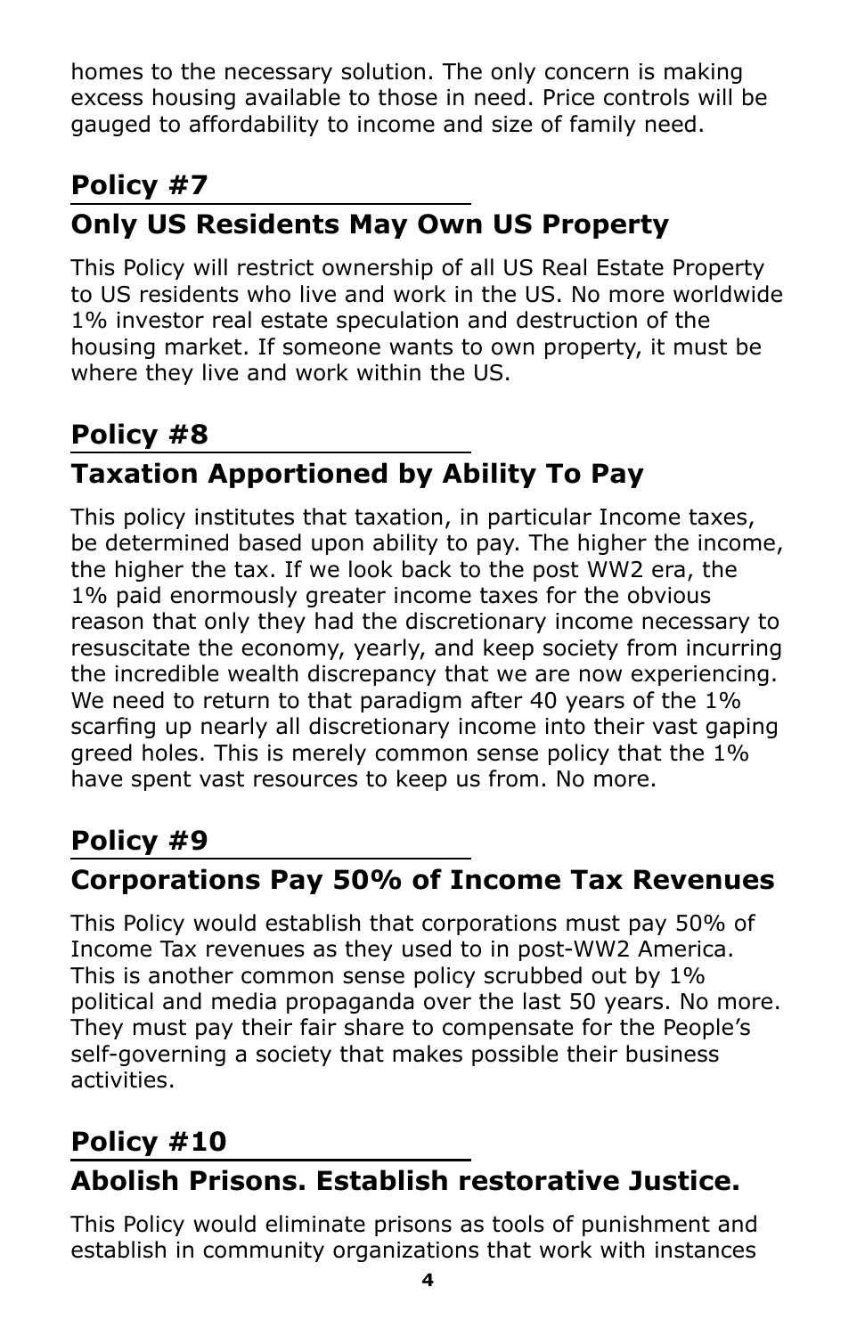homes to the necessary solution. The only concern is making excess housing available to those in need. Price controls will be gauged to affordability to income and size of family need.

## Policy #7

## Only US Residents May Own US Property

This Policy will restrict ownership of all US Real Estate Property to US residents who live and work in the US. No more worldwide 1% investor real estate speculation and destruction of the housing market. If someone wants to own property, it must be where they live and work within the US.

## Policy #8

## Taxation Apportioned by Ability To Pay

This policy institutes that taxation, in particular Income taxes, be determined based upon ability to pay. The higher the income, the higher the tax. If we look back to the post WW2 era, the 1% paid enormously greater income taxes for the obvious reason that only they had the discretionary income necessary to resuscitate the economy, yearly, and keep society from incurring the incredible wealth discrepancy that we are now experiencing. We need to return to that paradigm after 40 years of the 1% scarfing up nearly all discretionary income into their vast gaping greed holes. This is merely common sense policy that the 1% have spent vast resources to keep us from. No more.

## Policy #9

## Corporations Pay 50% of Income Tax Revenues

This Policy would establish that corporations must pay 50% of Income Tax revenues as they used to in post-WW2 America. This is another common sense policy scrubbed out by 1% political and media propaganda over the last 50 years. No more. They must pay their fair share to compensate for the People's self-governing a society that makes possible their business activities.

## Policy #10

## Abolish Prisons. Establish restorative Justice.

This Policy would eliminate prisons as tools of punishment and establish in community organizations that work with instances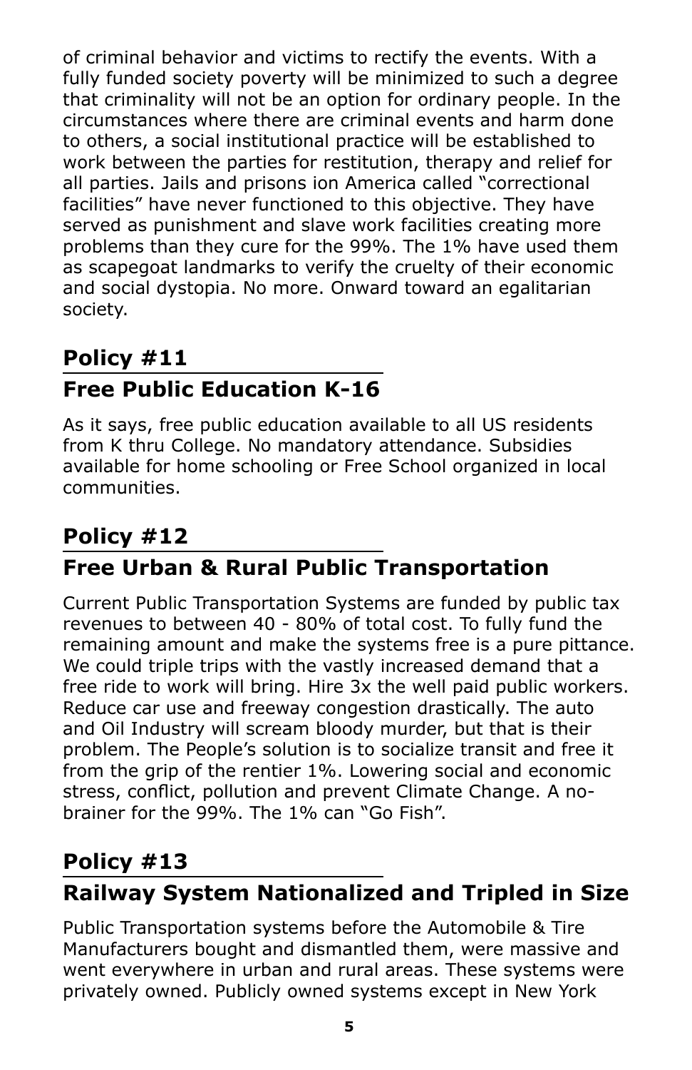of criminal behavior and victims to rectify the events. With a fully funded society poverty will be minimized to such a degree that criminality will not be an option for ordinary people. In the circumstances where there are criminal events and harm done to others, a social institutional practice will be established to work between the parties for restitution, therapy and relief for all parties. Jails and prisons ion America called "correctional facilities" have never functioned to this objective. They have served as punishment and slave work facilities creating more problems than they cure for the 99%. The 1% have used them as scapegoat landmarks to verify the cruelty of their economic and social dystopia. No more. Onward toward an egalitarian society.

## Policy #11

## Free Public Education K-16

As it says, free public education available to all US residents from K thru College. No mandatory attendance. Subsidies available for home schooling or Free School organized in local communities.

## Policy #12

## Free Urban & Rural Public Transportation

Current Public Transportation Systems are funded by public tax revenues to between 40 - 80% of total cost. To fully fund the remaining amount and make the systems free is a pure pittance. We could triple trips with the vastly increased demand that a free ride to work will bring. Hire 3x the well paid public workers. Reduce car use and freeway congestion drastically. The auto and Oil Industry will scream bloody murder, but that is their problem. The People's solution is to socialize transit and free it from the grip of the rentier 1%. Lowering social and economic stress, conflict, pollution and prevent Climate Change. A no-brainer for the 99%. The 1% can "Go Fish".

## Policy #13

## Railway System Nationalized and Tripled in Size

Public Transportation systems before the Automobile & Tire Manufacturers bought and dismantled them, were massive and went everywhere in urban and rural areas. These systems were privately owned. Publicly owned systems except in New York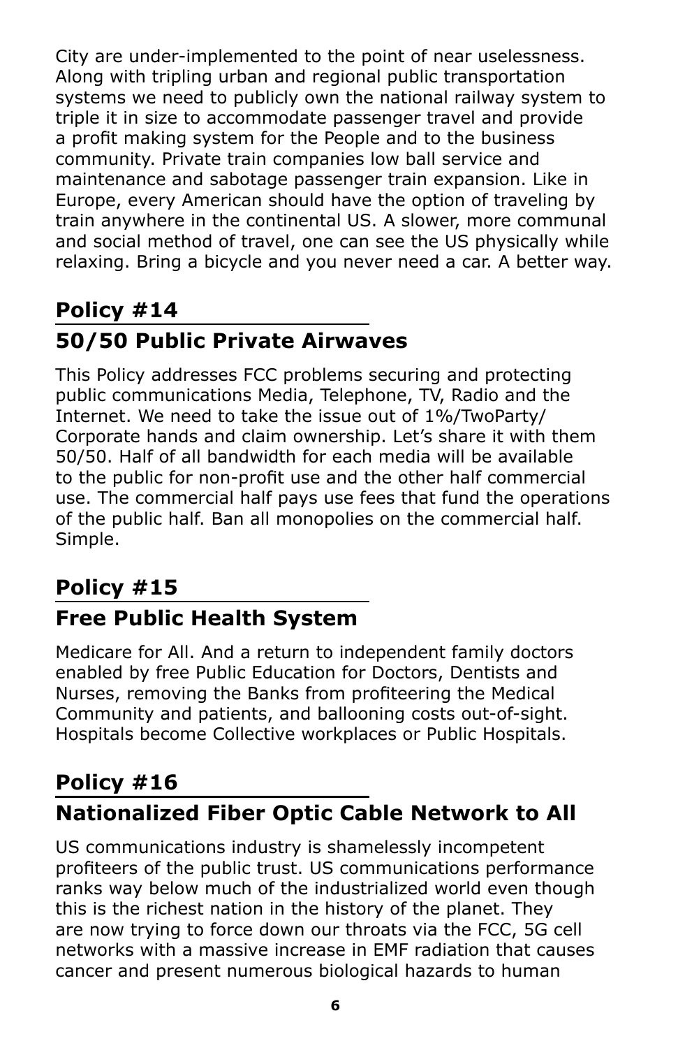City are under-implemented to the point of near uselessness. Along with tripling urban and regional public transportation systems we need to publicly own the national railway system to triple it in size to accommodate passenger travel and provide a profit making system for the People and to the business community. Private train companies low ball service and maintenance and sabotage passenger train expansion. Like in Europe, every American should have the option of traveling by train anywhere in the continental US. A slower, more communal and social method of travel, one can see the US physically while relaxing. Bring a bicycle and you never need a car. A better way.

## Policy #14

## 50/50 Public Private Airwaves

This Policy addresses FCC problems securing and protecting public communications Media, Telephone, TV, Radio and the Internet. We need to take the issue out of 1%/TwoParty/Corporate hands and claim ownership. Let's share it with them 50/50. Half of all bandwidth for each media will be available to the public for non-profit use and the other half commercial use. The commercial half pays use fees that fund the operations of the public half. Ban all monopolies on the commercial half. Simple.

## Policy #15

## Free Public Health System

Medicare for All. And a return to independent family doctors enabled by free Public Education for Doctors, Dentists and Nurses, removing the Banks from profiteering the Medical Community and patients, and ballooning costs out-of-sight. Hospitals become Collective workplaces or Public Hospitals.

## Policy #16

## Nationalized Fiber Optic Cable Network to All

US communications industry is shamelessly incompetent profiteers of the public trust. US communications performance ranks way below much of the industrialized world even though this is the richest nation in the history of the planet. They are now trying to force down our throats via the FCC, 5G cell networks with a massive increase in EMF radiation that causes cancer and present numerous biological hazards to human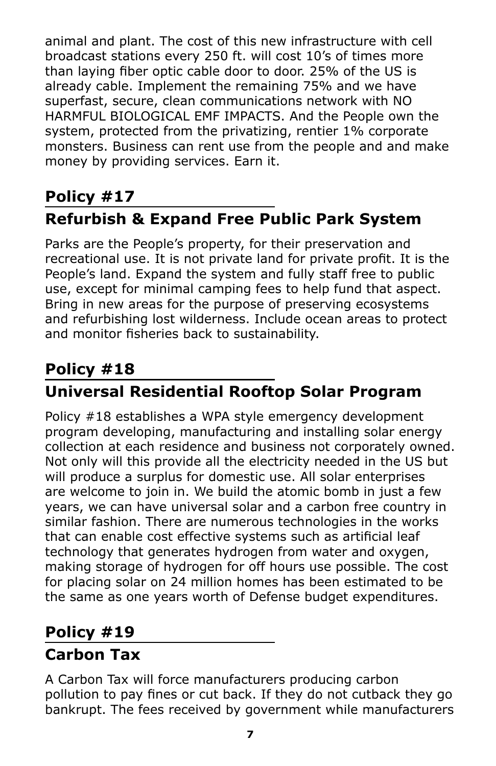animal and plant. The cost of this new infrastructure with cell broadcast stations every 250 ft. will cost 10's of times more than laying fiber optic cable door to door. 25% of the US is already cable. Implement the remaining 75% and we have superfast, secure, clean communications network with NO HARMFUL BIOLOGICAL EMF IMPACTS. And the People own the system, protected from the privatizing, rentier 1% corporate monsters. Business can rent use from the people and and make money by providing services. Earn it.

## Policy #17

## Refurbish & Expand Free Public Park System

Parks are the People's property, for their preservation and recreational use. It is not private land for private profit. It is the People's land. Expand the system and fully staff free to public use, except for minimal camping fees to help fund that aspect. Bring in new areas for the purpose of preserving ecosystems and refurbishing lost wilderness. Include ocean areas to protect and monitor fisheries back to sustainability.

## Policy #18

## Universal Residential Rooftop Solar Program

Policy #18 establishes a WPA style emergency development program developing, manufacturing and installing solar energy collection at each residence and business not corporately owned. Not only will this provide all the electricity needed in the US but will produce a surplus for domestic use. All solar enterprises are welcome to join in. We build the atomic bomb in just a few years, we can have universal solar and a carbon free country in similar fashion. There are numerous technologies in the works that can enable cost effective systems such as artificial leaf technology that generates hydrogen from water and oxygen, making storage of hydrogen for off hours use possible. The cost for placing solar on 24 million homes has been estimated to be the same as one years worth of Defense budget expenditures.

## Policy #19

## Carbon Tax

A Carbon Tax will force manufacturers producing carbon pollution to pay fines or cut back. If they do not cutback they go bankrupt. The fees received by government while manufacturers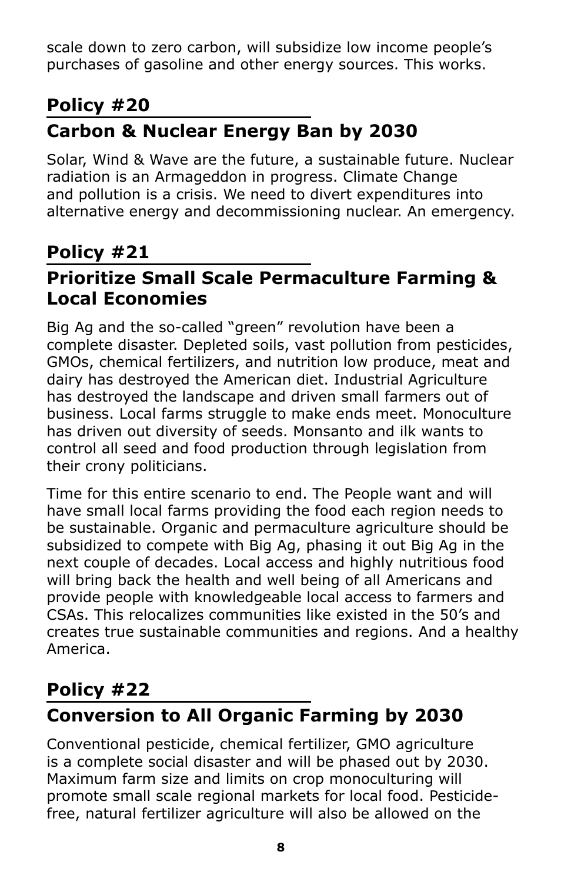scale down to zero carbon, will subsidize low income people's purchases of gasoline and other energy sources. This works.

## Policy #20

## Carbon & Nuclear Energy Ban by 2030

Solar, Wind & Wave are the future, a sustainable future. Nuclear radiation is an Armageddon in progress. Climate Change and pollution is a crisis. We need to divert expenditures into alternative energy and decommissioning nuclear. An emergency.

## Policy #21

## Prioritize Small Scale Permaculture Farming & Local Economies

Big Ag and the so-called "green" revolution have been a complete disaster. Depleted soils, vast pollution from pesticides, GMOs, chemical fertilizers, and nutrition low produce, meat and dairy has destroyed the American diet. Industrial Agriculture has destroyed the landscape and driven small farmers out of business. Local farms struggle to make ends meet. Monoculture has driven out diversity of seeds. Monsanto and ilk wants to control all seed and food production through legislation from their crony politicians.

Time for this entire scenario to end. The People want and will have small local farms providing the food each region needs to be sustainable. Organic and permaculture agriculture should be subsidized to compete with Big Ag, phasing it out Big Ag in the next couple of decades. Local access and highly nutritious food will bring back the health and well being of all Americans and provide people with knowledgeable local access to farmers and CSAs. This relocalizes communities like existed in the 50's and creates true sustainable communities and regions. And a healthy America.

## Policy #22

## Conversion to All Organic Farming by 2030

Conventional pesticide, chemical fertilizer, GMO agriculture is a complete social disaster and will be phased out by 2030. Maximum farm size and limits on crop monoculturing will promote small scale regional markets for local food. Pesticide-free, natural fertilizer agriculture will also be allowed on the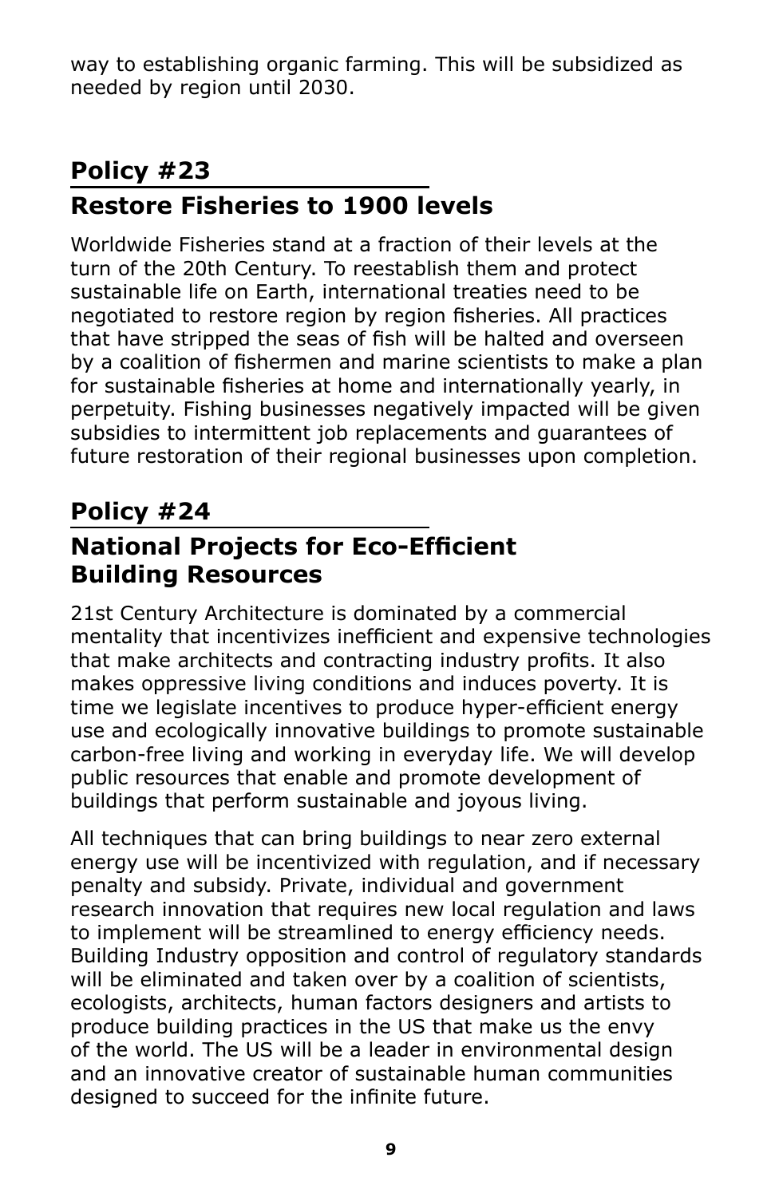way to establishing organic farming. This will be subsidized as needed by region until 2030.

## Policy #23

## Restore Fisheries to 1900 levels

Worldwide Fisheries stand at a fraction of their levels at the turn of the 20th Century. To reestablish them and protect sustainable life on Earth, international treaties need to be negotiated to restore region by region fisheries. All practices that have stripped the seas of fish will be halted and overseen by a coalition of fishermen and marine scientists to make a plan for sustainable fisheries at home and internationally yearly, in perpetuity. Fishing businesses negatively impacted will be given subsidies to intermittent job replacements and guarantees of future restoration of their regional businesses upon completion.

## Policy #24

## National Projects for Eco-Efficient Building Resources

21st Century Architecture is dominated by a commercial mentality that incentivizes inefficient and expensive technologies that make architects and contracting industry profits. It also makes oppressive living conditions and induces poverty. It is time we legislate incentives to produce hyper-efficient energy use and ecologically innovative buildings to promote sustainable carbon-free living and working in everyday life. We will develop public resources that enable and promote development of buildings that perform sustainable and joyous living.

All techniques that can bring buildings to near zero external energy use will be incentivized with regulation, and if necessary penalty and subsidy. Private, individual and government research innovation that requires new local regulation and laws to implement will be streamlined to energy efficiency needs. Building Industry opposition and control of regulatory standards will be eliminated and taken over by a coalition of scientists, ecologists, architects, human factors designers and artists to produce building practices in the US that make us the envy of the world. The US will be a leader in environmental design and an innovative creator of sustainable human communities designed to succeed for the infinite future.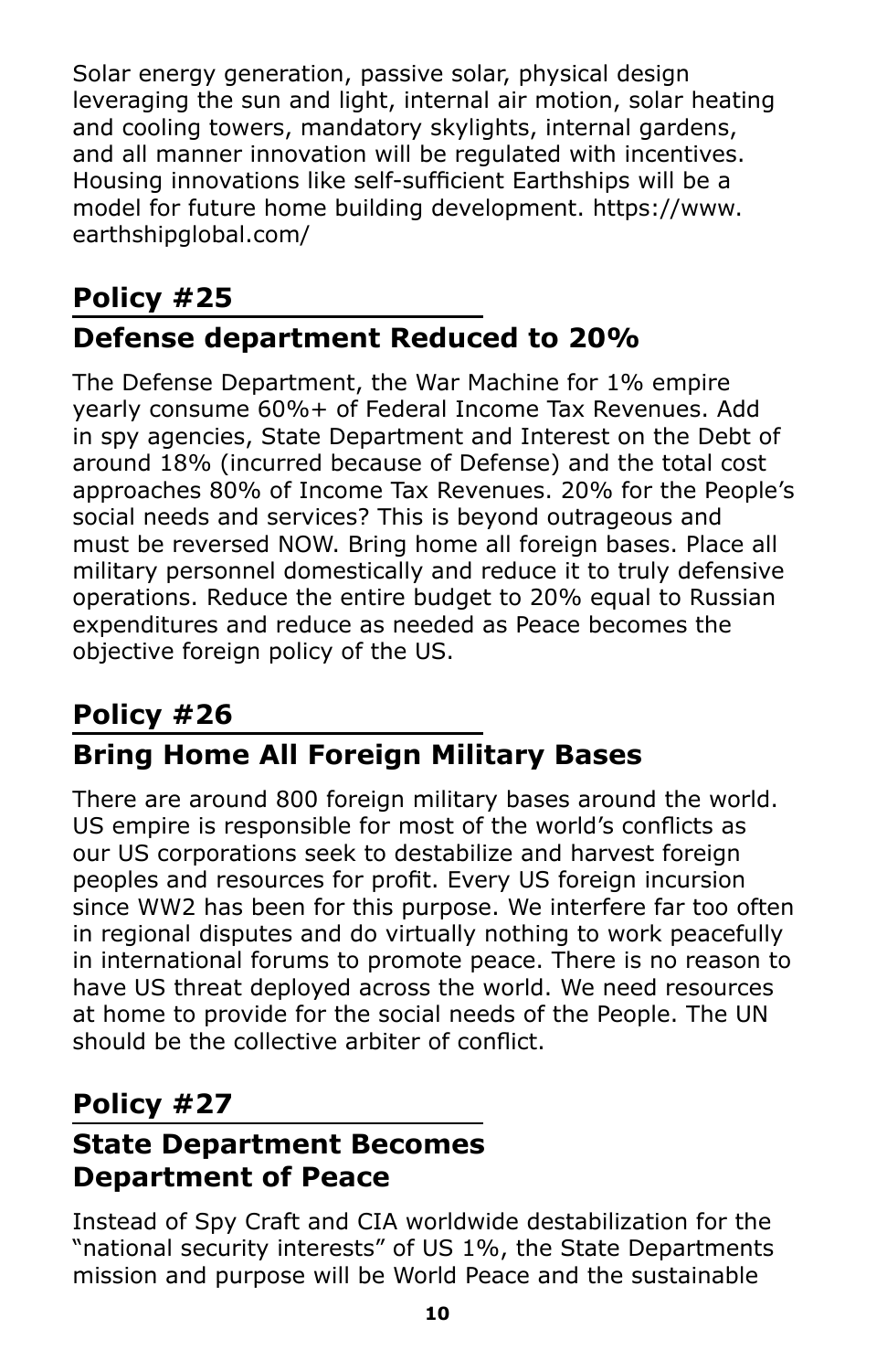Solar energy generation, passive solar, physical design leveraging the sun and light, internal air motion, solar heating and cooling towers, mandatory skylights, internal gardens, and all manner innovation will be regulated with incentives. Housing innovations like self-sufficient Earthships will be a model for future home building development. https://www.earthshipglobal.com/

## Policy #25

## Defense department Reduced to 20%

The Defense Department, the War Machine for 1% empire yearly consume 60%+ of Federal Income Tax Revenues. Add in spy agencies, State Department and Interest on the Debt of around 18% (incurred because of Defense) and the total cost approaches 80% of Income Tax Revenues. 20% for the People's social needs and services? This is beyond outrageous and must be reversed NOW. Bring home all foreign bases. Place all military personnel domestically and reduce it to truly defensive operations. Reduce the entire budget to 20% equal to Russian expenditures and reduce as needed as Peace becomes the objective foreign policy of the US.

## Policy #26

## Bring Home All Foreign Military Bases

There are around 800 foreign military bases around the world. US empire is responsible for most of the world's conflicts as our US corporations seek to destabilize and harvest foreign peoples and resources for profit. Every US foreign incursion since WW2 has been for this purpose. We interfere far too often in regional disputes and do virtually nothing to work peacefully in international forums to promote peace. There is no reason to have US threat deployed across the world. We need resources at home to provide for the social needs of the People. The UN should be the collective arbiter of conflict.

## Policy #27

## State Department Becomes Department of Peace

Instead of Spy Craft and CIA worldwide destabilization for the "national security interests" of US 1%, the State Departments mission and purpose will be World Peace and the sustainable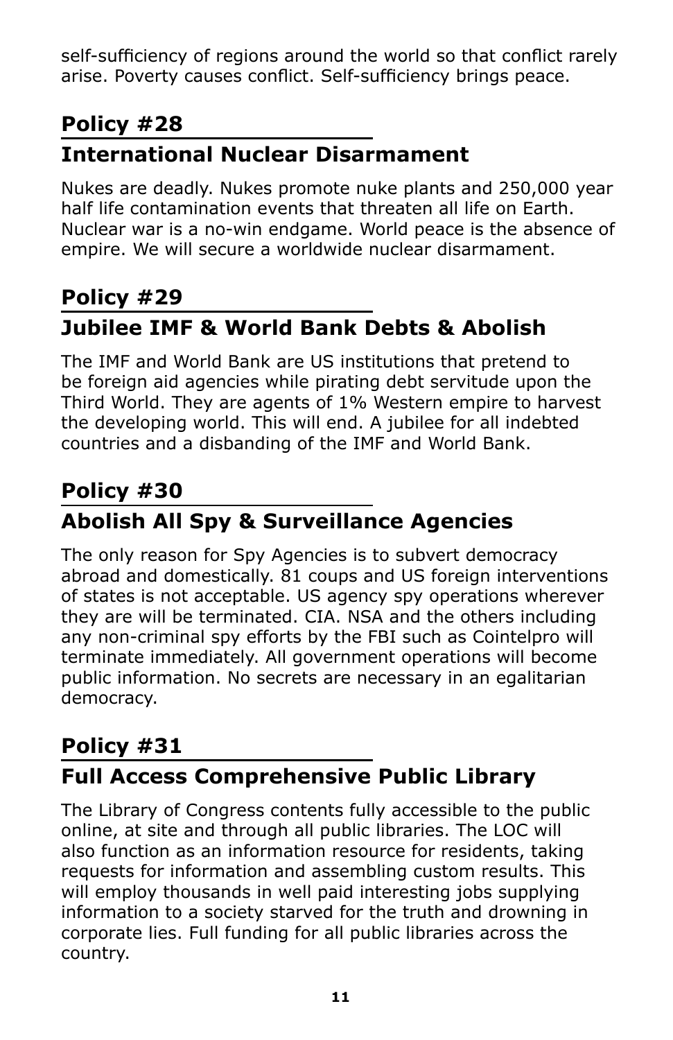self-sufficiency of regions around the world so that conflict rarely arise. Poverty causes conflict. Self-sufficiency brings peace.

## Policy #28

## International Nuclear Disarmament

Nukes are deadly. Nukes promote nuke plants and 250,000 year half life contamination events that threaten all life on Earth. Nuclear war is a no-win endgame. World peace is the absence of empire. We will secure a worldwide nuclear disarmament.

## Policy #29

## Jubilee IMF & World Bank Debts & Abolish

The IMF and World Bank are US institutions that pretend to be foreign aid agencies while pirating debt servitude upon the Third World. They are agents of 1% Western empire to harvest the developing world. This will end. A jubilee for all indebted countries and a disbanding of the IMF and World Bank.

## Policy #30

## Abolish All Spy & Surveillance Agencies

The only reason for Spy Agencies is to subvert democracy abroad and domestically. 81 coups and US foreign interventions of states is not acceptable. US agency spy operations wherever they are will be terminated. CIA. NSA and the others including any non-criminal spy efforts by the FBI such as Cointelpro will terminate immediately. All government operations will become public information. No secrets are necessary in an egalitarian democracy.

## Policy #31

## Full Access Comprehensive Public Library

The Library of Congress contents fully accessible to the public online, at site and through all public libraries. The LOC will also function as an information resource for residents, taking requests for information and assembling custom results. This will employ thousands in well paid interesting jobs supplying information to a society starved for the truth and drowning in corporate lies. Full funding for all public libraries across the country.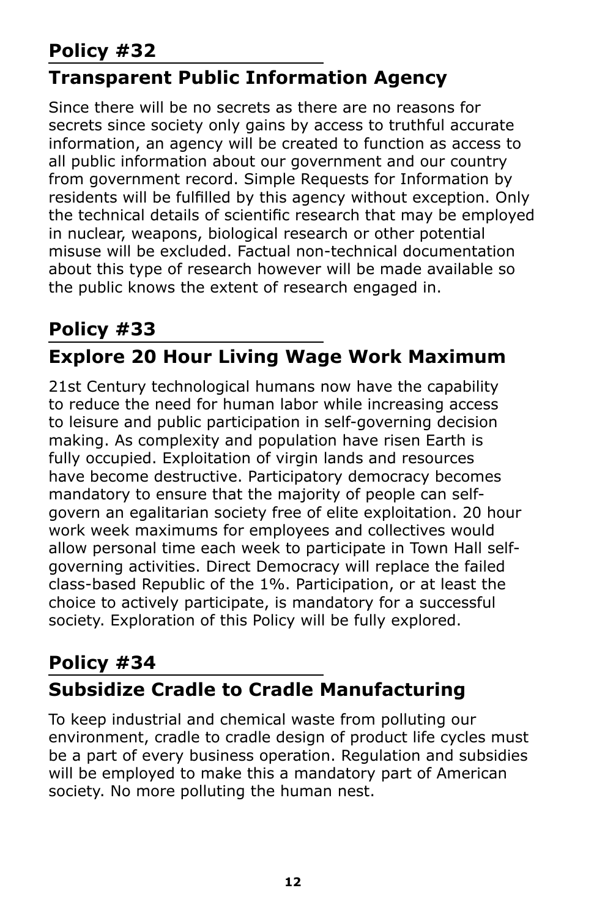## Policy #32

## Transparent Public Information Agency

Since there will be no secrets as there are no reasons for secrets since society only gains by access to truthful accurate information, an agency will be created to function as access to all public information about our government and our country from government record. Simple Requests for Information by residents will be fulfilled by this agency without exception. Only the technical details of scientific research that may be employed in nuclear, weapons, biological research or other potential misuse will be excluded. Factual non-technical documentation about this type of research however will be made available so the public knows the extent of research engaged in.

## Policy #33

## Explore 20 Hour Living Wage Work Maximum

21st Century technological humans now have the capability to reduce the need for human labor while increasing access to leisure and public participation in self-governing decision making. As complexity and population have risen Earth is fully occupied. Exploitation of virgin lands and resources have become destructive. Participatory democracy becomes mandatory to ensure that the majority of people can self-govern an egalitarian society free of elite exploitation. 20 hour work week maximums for employees and collectives would allow personal time each week to participate in Town Hall self-governing activities. Direct Democracy will replace the failed class-based Republic of the 1%. Participation, or at least the choice to actively participate, is mandatory for a successful society. Exploration of this Policy will be fully explored.

## Policy #34

## Subsidize Cradle to Cradle Manufacturing

To keep industrial and chemical waste from polluting our environment, cradle to cradle design of product life cycles must be a part of every business operation. Regulation and subsidies will be employed to make this a mandatory part of American society. No more polluting the human nest.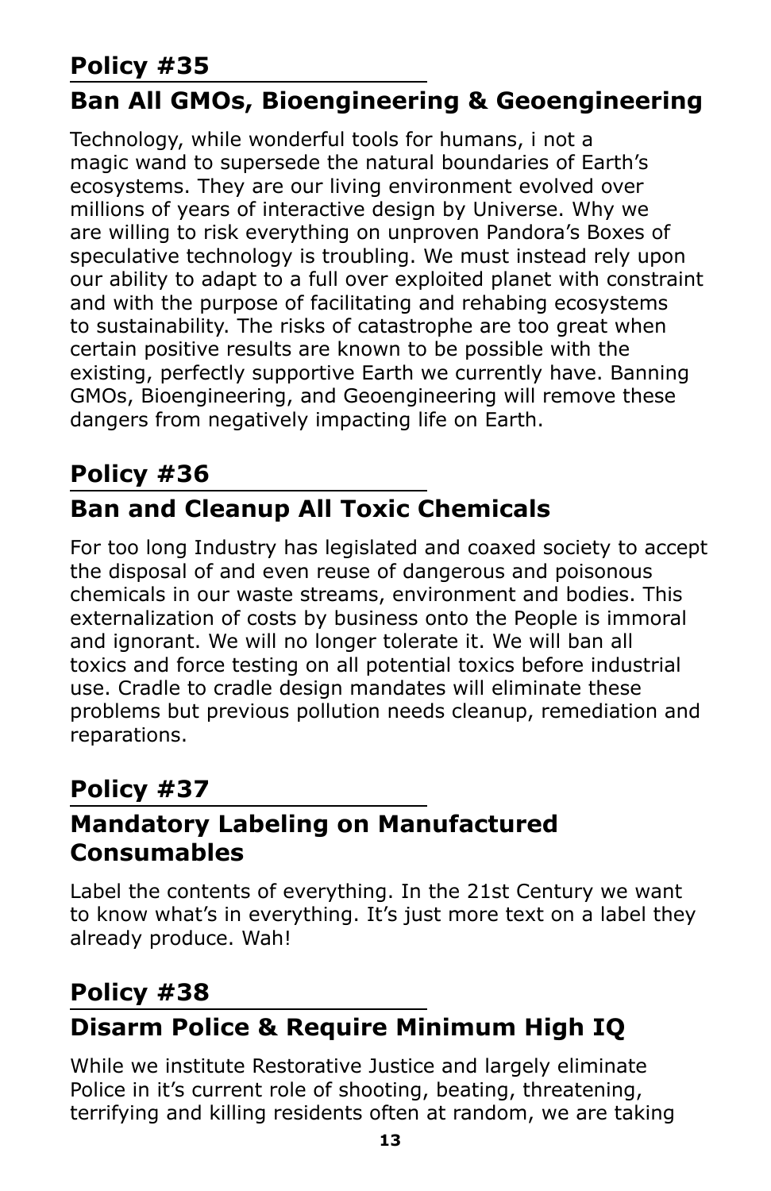## Policy #35

## Ban All GMOs, Bioengineering & Geoengineering

Technology, while wonderful tools for humans, i not a magic wand to supersede the natural boundaries of Earth's ecosystems. They are our living environment evolved over millions of years of interactive design by Universe. Why we are willing to risk everything on unproven Pandora's Boxes of speculative technology is troubling. We must instead rely upon our ability to adapt to a full over exploited planet with constraint and with the purpose of facilitating and rehabing ecosystems to sustainability. The risks of catastrophe are too great when certain positive results are known to be possible with the existing, perfectly supportive Earth we currently have. Banning GMOs, Bioengineering, and Geoengineering will remove these dangers from negatively impacting life on Earth.

## Policy #36

## Ban and Cleanup All Toxic Chemicals

For too long Industry has legislated and coaxed society to accept the disposal of and even reuse of dangerous and poisonous chemicals in our waste streams, environment and bodies. This externalization of costs by business onto the People is immoral and ignorant. We will no longer tolerate it. We will ban all toxics and force testing on all potential toxics before industrial use. Cradle to cradle design mandates will eliminate these problems but previous pollution needs cleanup, remediation and reparations.

## Policy #37

## Mandatory Labeling on Manufactured Consumables

Label the contents of everything. In the 21st Century we want to know what's in everything. It's just more text on a label they already produce. Wah!

## Policy #38

## Disarm Police & Require Minimum High IQ

While we institute Restorative Justice and largely eliminate Police in it's current role of shooting, beating, threatening, terrifying and killing residents often at random, we are taking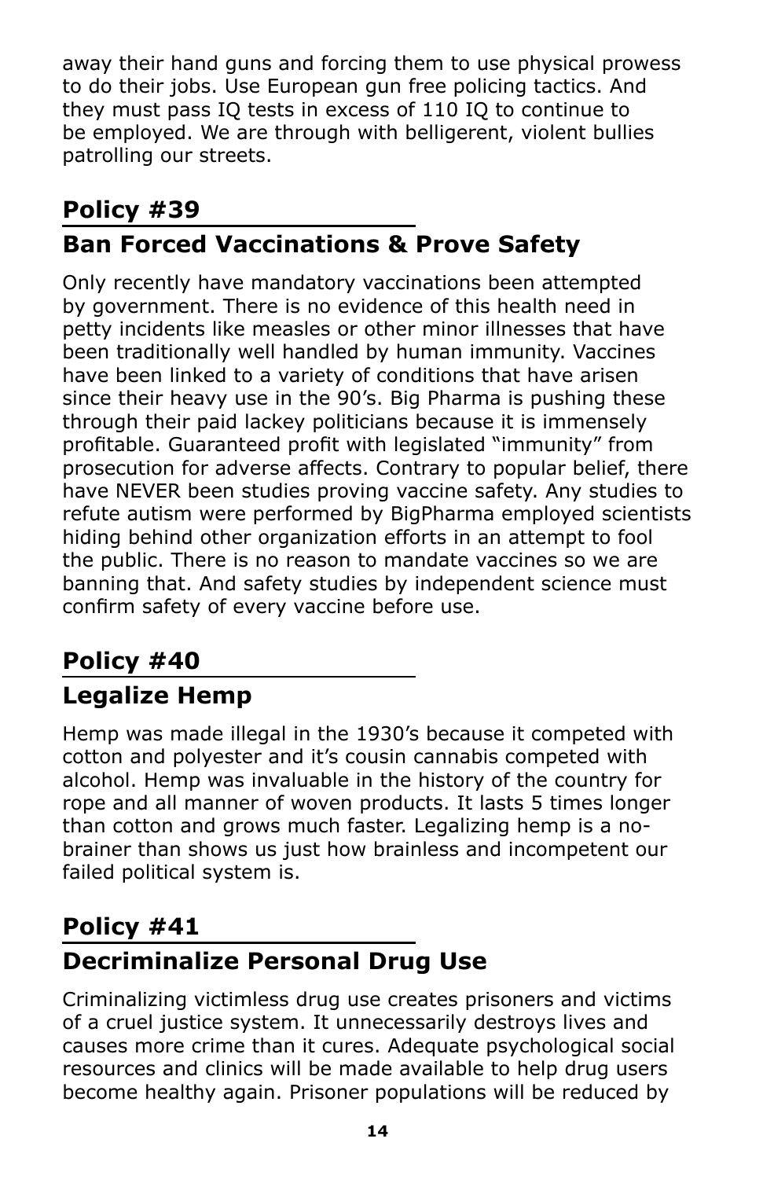away their hand guns and forcing them to use physical prowess to do their jobs. Use European gun free policing tactics. And they must pass IQ tests in excess of 110 IQ to continue to be employed. We are through with belligerent, violent bullies patrolling our streets.

## Policy #39

## Ban Forced Vaccinations & Prove Safety

Only recently have mandatory vaccinations been attempted by government. There is no evidence of this health need in petty incidents like measles or other minor illnesses that have been traditionally well handled by human immunity. Vaccines have been linked to a variety of conditions that have arisen since their heavy use in the 90's. Big Pharma is pushing these through their paid lackey politicians because it is immensely profitable. Guaranteed profit with legislated "immunity" from prosecution for adverse affects. Contrary to popular belief, there have NEVER been studies proving vaccine safety. Any studies to refute autism were performed by BigPharma employed scientists hiding behind other organization efforts in an attempt to fool the public. There is no reason to mandate vaccines so we are banning that. And safety studies by independent science must confirm safety of every vaccine before use.

## Policy #40

## Legalize Hemp

Hemp was made illegal in the 1930's because it competed with cotton and polyester and it's cousin cannabis competed with alcohol. Hemp was invaluable in the history of the country for rope and all manner of woven products. It lasts 5 times longer than cotton and grows much faster. Legalizing hemp is a no-brainer than shows us just how brainless and incompetent our failed political system is.

## Policy #41

## Decriminalize Personal Drug Use

Criminalizing victimless drug use creates prisoners and victims of a cruel justice system. It unnecessarily destroys lives and causes more crime than it cures. Adequate psychological social resources and clinics will be made available to help drug users become healthy again. Prisoner populations will be reduced by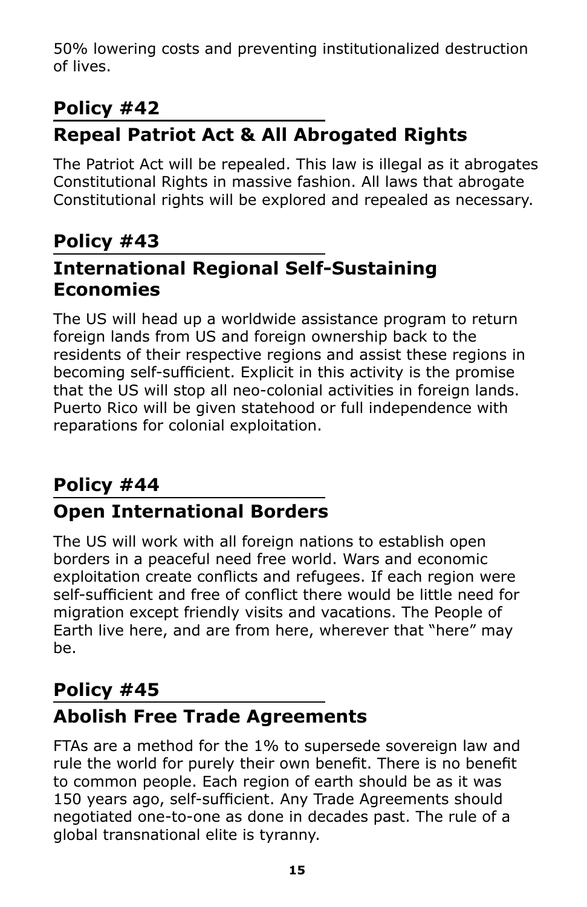50% lowering costs and preventing institutionalized destruction of lives.

## Policy #42

## Repeal Patriot Act & All Abrogated Rights

The Patriot Act will be repealed. This law is illegal as it abrogates Constitutional Rights in massive fashion. All laws that abrogate Constitutional rights will be explored and repealed as necessary.

## Policy #43

## International Regional Self-Sustaining Economies

The US will head up a worldwide assistance program to return foreign lands from US and foreign ownership back to the residents of their respective regions and assist these regions in becoming self-sufficient. Explicit in this activity is the promise that the US will stop all neo-colonial activities in foreign lands. Puerto Rico will be given statehood or full independence with reparations for colonial exploitation.

## Policy #44

## Open International Borders

The US will work with all foreign nations to establish open borders in a peaceful need free world. Wars and economic exploitation create conflicts and refugees. If each region were self-sufficient and free of conflict there would be little need for migration except friendly visits and vacations. The People of Earth live here, and are from here, wherever that "here" may be.

## Policy #45

## Abolish Free Trade Agreements

FTAs are a method for the 1% to supersede sovereign law and rule the world for purely their own benefit. There is no benefit to common people. Each region of earth should be as it was 150 years ago, self-sufficient. Any Trade Agreements should negotiated one-to-one as done in decades past. The rule of a global transnational elite is tyranny.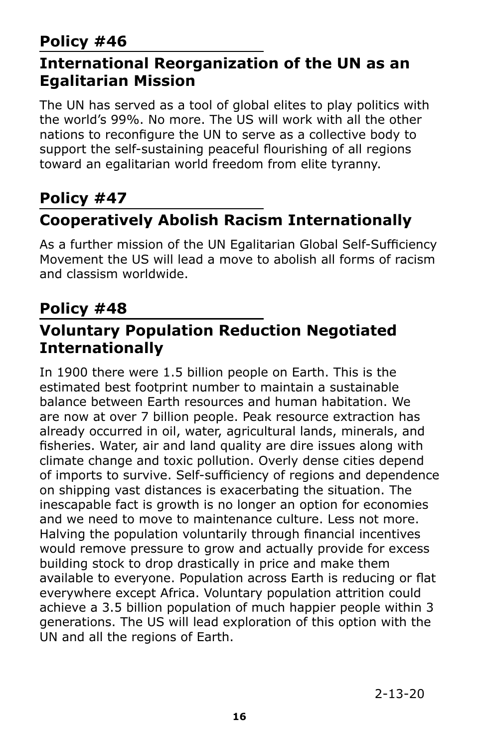## Policy #46

### International Reorganization of the UN as an Egalitarian Mission

The UN has served as a tool of global elites to play politics with the world's 99%. No more. The US will work with all the other nations to reconfigure the UN to serve as a collective body to support the self-sustaining peaceful flourishing of all regions toward an egalitarian world freedom from elite tyranny.

## Policy #47

### Cooperatively Abolish Racism Internationally

As a further mission of the UN Egalitarian Global Self-Sufficiency Movement the US will lead a move to abolish all forms of racism and classism worldwide.

## Policy #48

### Voluntary Population Reduction Negotiated Internationally

In 1900 there were 1.5 billion people on Earth. This is the estimated best footprint number to maintain a sustainable balance between Earth resources and human habitation. We are now at over 7 billion people. Peak resource extraction has already occurred in oil, water, agricultural lands, minerals, and fisheries. Water, air and land quality are dire issues along with climate change and toxic pollution. Overly dense cities depend of imports to survive. Self-sufficiency of regions and dependence on shipping vast distances is exacerbating the situation. The inescapable fact is growth is no longer an option for economies and we need to move to maintenance culture. Less not more. Halving the population voluntarily through financial incentives would remove pressure to grow and actually provide for excess building stock to drop drastically in price and make them available to everyone. Population across Earth is reducing or flat everywhere except Africa. Voluntary population attrition could achieve a 3.5 billion population of much happier people within 3 generations. The US will lead exploration of this option with the UN and all the regions of Earth.

2-13-20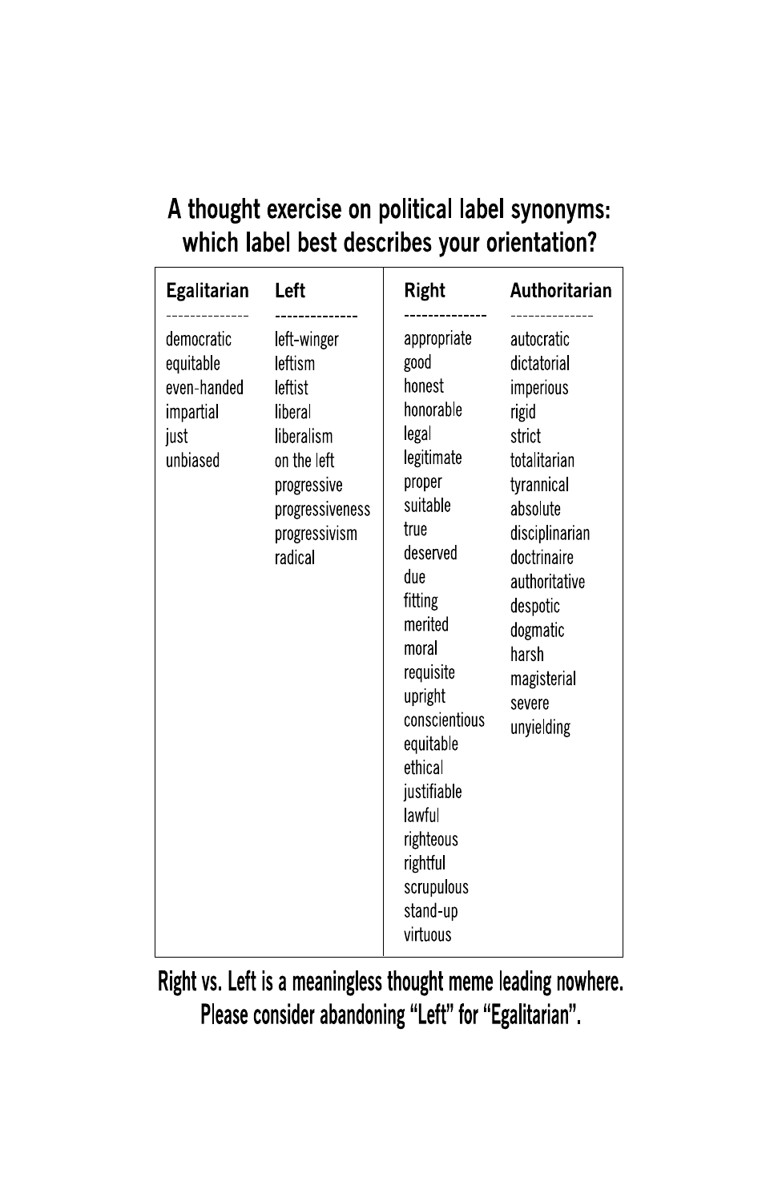## A thought exercise on political label synonyms: which label best describes your orientation?

| Egalitarian | Left | Right | Authoritarian |
|---|---|---|---|
| democratic | left-winger | appropriate | autocratic |
| equitable | leftism | good | dictatorial |
| even-handed | leftist | honest | imperious |
| impartial | liberal | honorable | rigid |
| just | liberalism | legal | strict |
| unbiased | on the left | legitimate | totalitarian |
| | progressive | proper | tyrannical |
| | progressiveness | suitable | absolute |
| | progressivism | true | disciplinarian |
| | radical | deserved | doctrinaire |
| | | due | authoritative |
| | | fitting | despotic |
| | | merited | dogmatic |
| | | moral | harsh |
| | | requisite | magisterial |
| | | upright | severe |
| | | conscientious | unyielding |
| | | equitable | |
| | | ethical | |
| | | justifiable | |
| | | lawful | |
| | | righteous | |
| | | rightful | |
| | | scrupulous | |
| | | stand-up | |
| | | virtuous | |

**Right vs. Left is a meaningless thought meme leading nowhere. Please consider abandoning "Left" for "Egalitarian".**